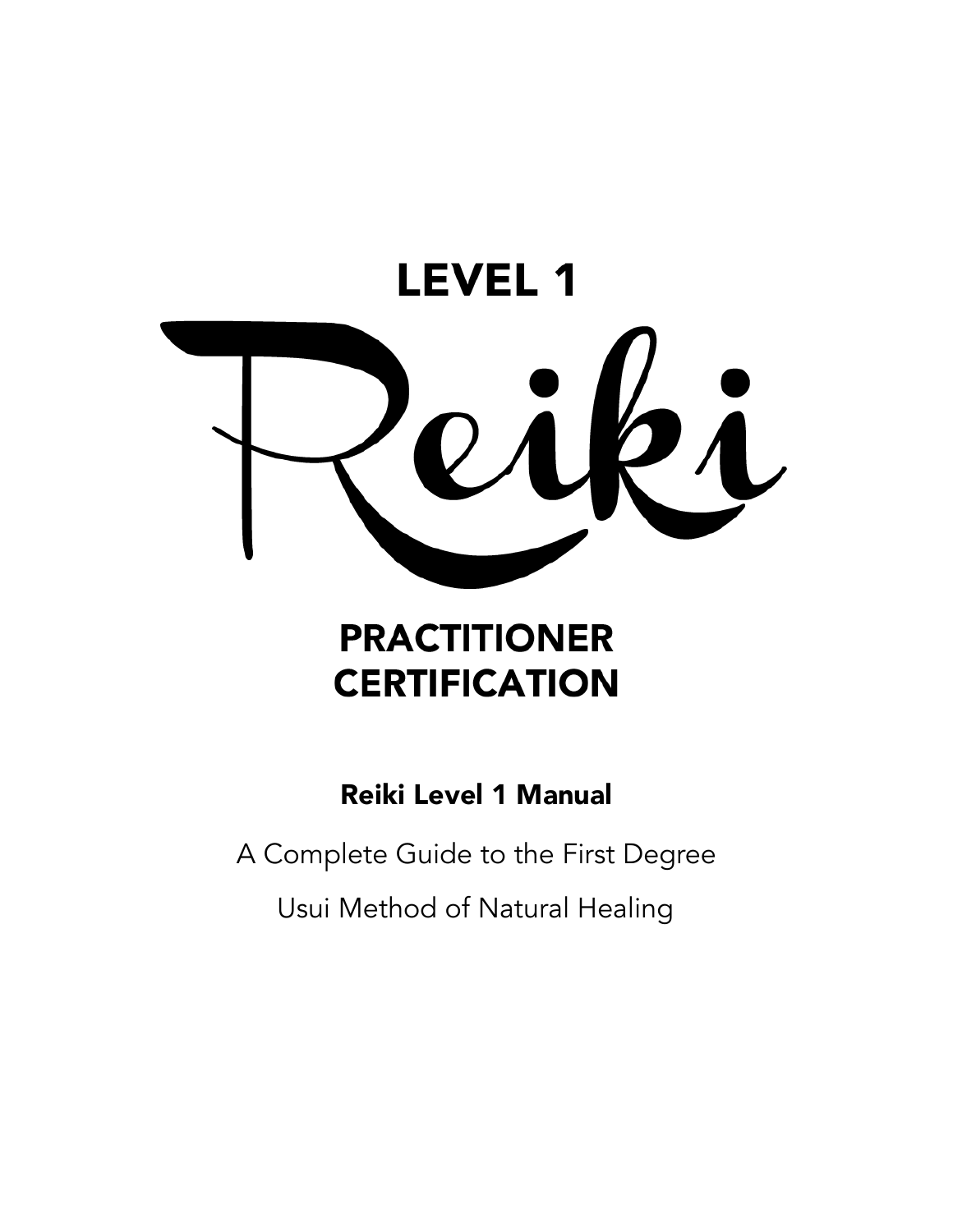# LEVEL 1

# Reiki

# PRACTITIONER CERTIFICATION

**Reiki Level 1 Manual**

A Complete Guide to the First Degree

Usui Method of Natural Healing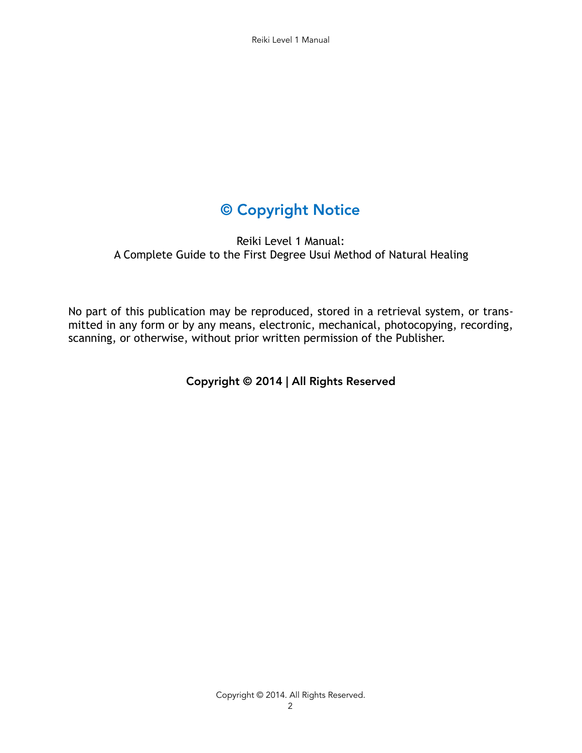# © Copyright Notice

Reiki Level 1 Manual:
A Complete Guide to the First Degree Usui Method of Natural Healing

No part of this publication may be reproduced, stored in a retrieval system, or transmitted in any form or by any means, electronic, mechanical, photocopying, recording, scanning, or otherwise, without prior written permission of the Publisher.

**Copyright © 2014 | All Rights Reserved**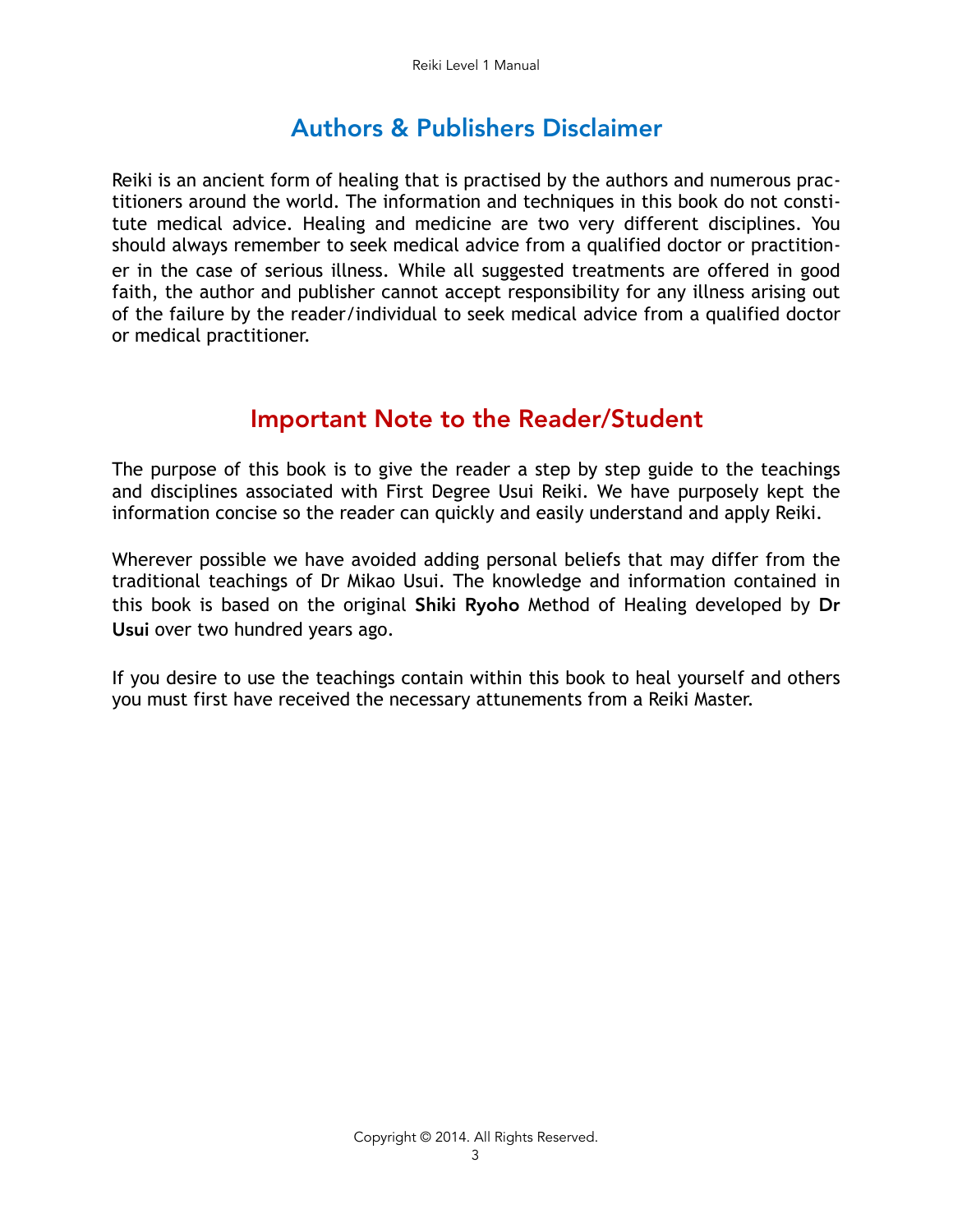## Authors & Publishers Disclaimer

Reiki is an ancient form of healing that is practised by the authors and numerous practitioners around the world. The information and techniques in this book do not constitute medical advice. Healing and medicine are two very different disciplines. You should always remember to seek medical advice from a qualified doctor or practitioner in the case of serious illness. While all suggested treatments are offered in good faith, the author and publisher cannot accept responsibility for any illness arising out of the failure by the reader/individual to seek medical advice from a qualified doctor or medical practitioner.

## Important Note to the Reader/Student

The purpose of this book is to give the reader a step by step guide to the teachings and disciplines associated with First Degree Usui Reiki. We have purposely kept the information concise so the reader can quickly and easily understand and apply Reiki.

Wherever possible we have avoided adding personal beliefs that may differ from the traditional teachings of Dr Mikao Usui. The knowledge and information contained in this book is based on the original **Shiki Ryoho** Method of Healing developed by **Dr Usui** over two hundred years ago.

If you desire to use the teachings contain within this book to heal yourself and others you must first have received the necessary attunements from a Reiki Master.

Copyright © 2014. All Rights Reserved.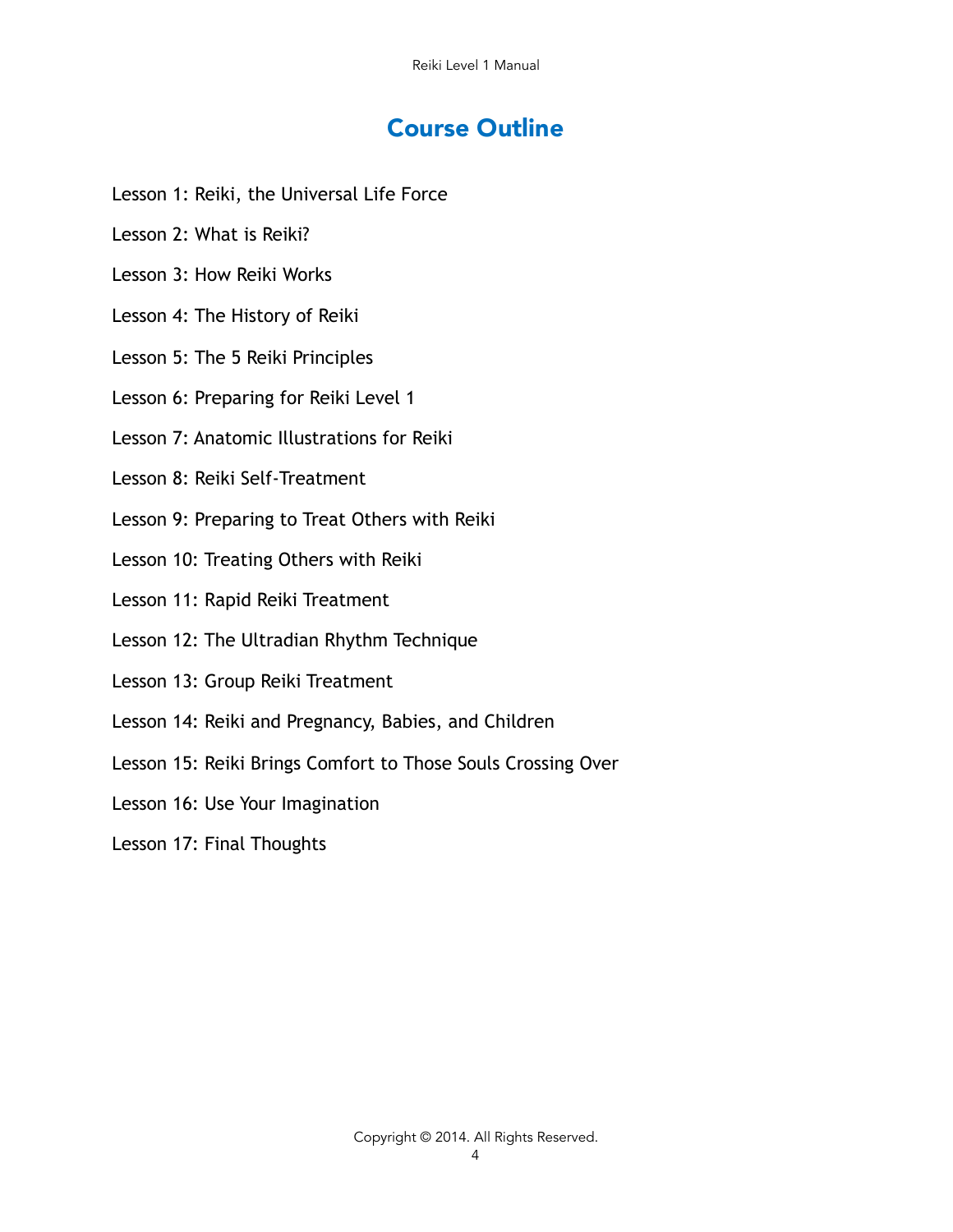# Course Outline

Lesson 1: Reiki, the Universal Life Force

Lesson 2: What is Reiki?

Lesson 3: How Reiki Works

Lesson 4: The History of Reiki

Lesson 5: The 5 Reiki Principles

Lesson 6: Preparing for Reiki Level 1

Lesson 7: Anatomic Illustrations for Reiki

Lesson 8: Reiki Self-Treatment

Lesson 9: Preparing to Treat Others with Reiki

Lesson 10: Treating Others with Reiki

Lesson 11: Rapid Reiki Treatment

Lesson 12: The Ultradian Rhythm Technique

Lesson 13: Group Reiki Treatment

Lesson 14: Reiki and Pregnancy, Babies, and Children

Lesson 15: Reiki Brings Comfort to Those Souls Crossing Over

Lesson 16: Use Your Imagination

Lesson 17: Final Thoughts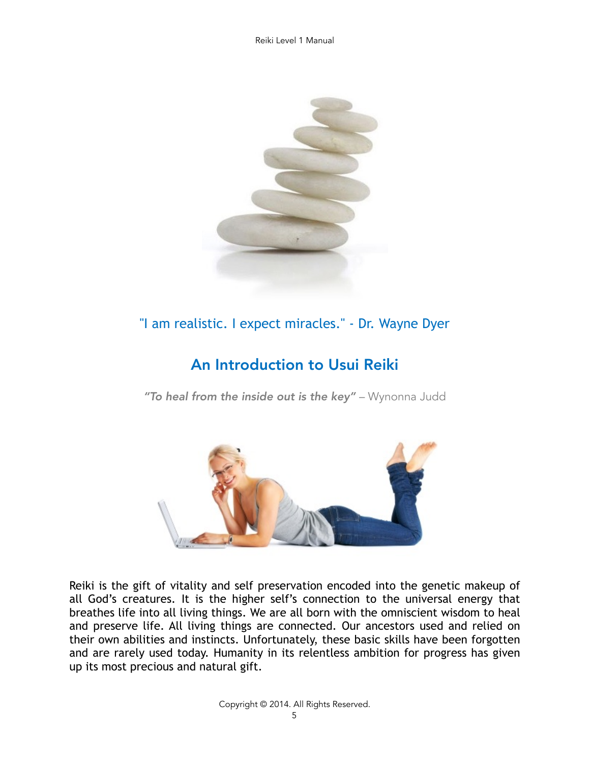"I am realistic. I expect miracles." - Dr. Wayne Dyer

## An Introduction to Usui Reiki

***"To heal from the inside out is the key"*** – Wynonna Judd

Reiki is the gift of vitality and self preservation encoded into the genetic makeup of all God's creatures. It is the higher self's connection to the universal energy that breathes life into all living things. We are all born with the omniscient wisdom to heal and preserve life. All living things are connected. Our ancestors used and relied on their own abilities and instincts. Unfortunately, these basic skills have been forgotten and are rarely used today. Humanity in its relentless ambition for progress has given up its most precious and natural gift.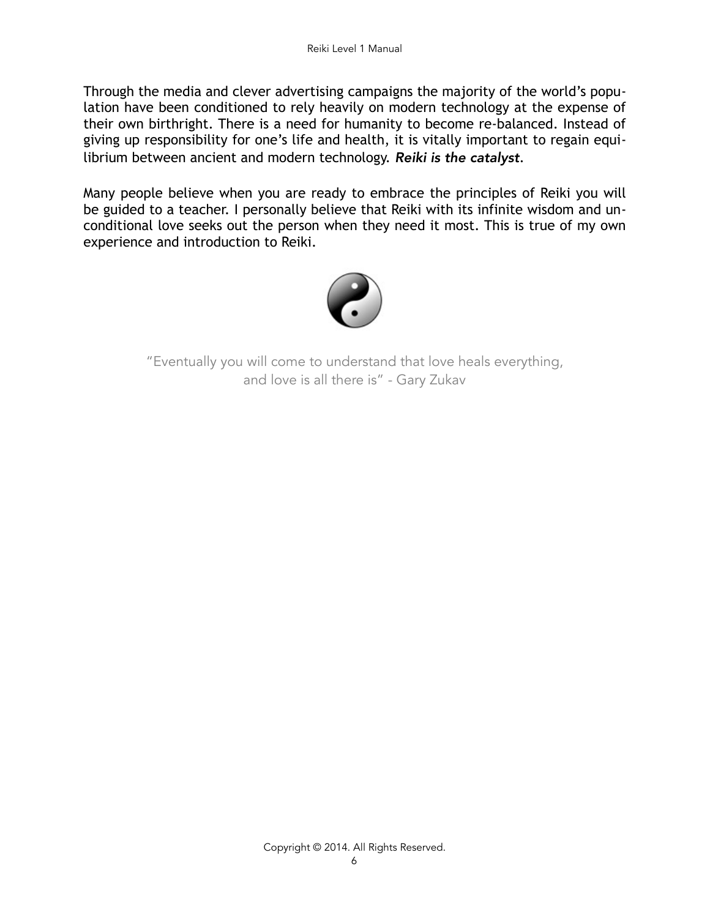Through the media and clever advertising campaigns the majority of the world's population have been conditioned to rely heavily on modern technology at the expense of their own birthright. There is a need for humanity to become re-balanced. Instead of giving up responsibility for one's life and health, it is vitally important to regain equilibrium between ancient and modern technology. ***Reiki is the catalyst***.

Many people believe when you are ready to embrace the principles of Reiki you will be guided to a teacher. I personally believe that Reiki with its infinite wisdom and unconditional love seeks out the person when they need it most. This is true of my own experience and introduction to Reiki.

"Eventually you will come to understand that love heals everything, and love is all there is" - Gary Zukav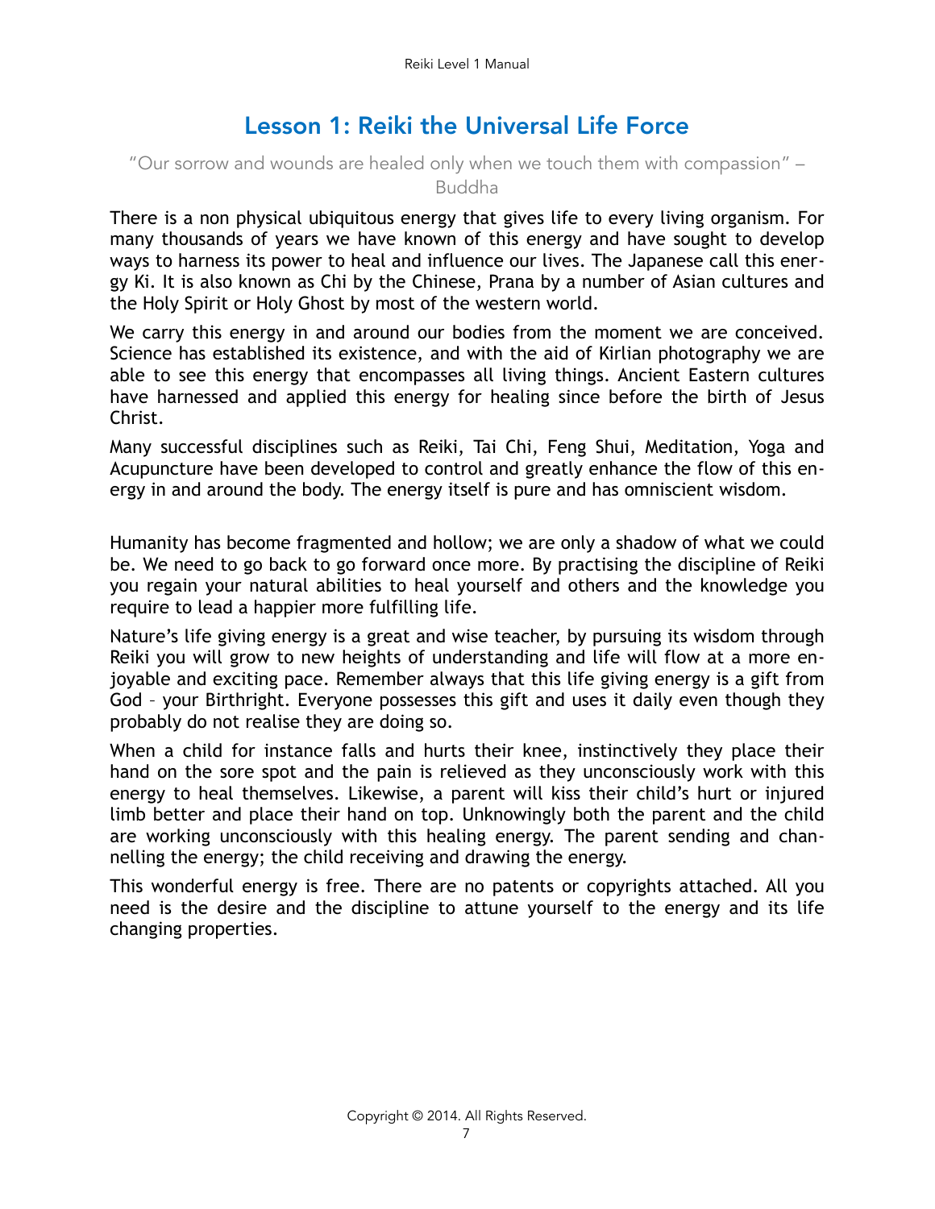# Lesson 1: Reiki the Universal Life Force

"Our sorrow and wounds are healed only when we touch them with compassion" – Buddha

There is a non physical ubiquitous energy that gives life to every living organism. For many thousands of years we have known of this energy and have sought to develop ways to harness its power to heal and influence our lives. The Japanese call this energy Ki. It is also known as Chi by the Chinese, Prana by a number of Asian cultures and the Holy Spirit or Holy Ghost by most of the western world.

We carry this energy in and around our bodies from the moment we are conceived. Science has established its existence, and with the aid of Kirlian photography we are able to see this energy that encompasses all living things. Ancient Eastern cultures have harnessed and applied this energy for healing since before the birth of Jesus Christ.

Many successful disciplines such as Reiki, Tai Chi, Feng Shui, Meditation, Yoga and Acupuncture have been developed to control and greatly enhance the flow of this energy in and around the body. The energy itself is pure and has omniscient wisdom.

Humanity has become fragmented and hollow; we are only a shadow of what we could be. We need to go back to go forward once more. By practising the discipline of Reiki you regain your natural abilities to heal yourself and others and the knowledge you require to lead a happier more fulfilling life.

Nature's life giving energy is a great and wise teacher, by pursuing its wisdom through Reiki you will grow to new heights of understanding and life will flow at a more enjoyable and exciting pace. Remember always that this life giving energy is a gift from God – your Birthright. Everyone possesses this gift and uses it daily even though they probably do not realise they are doing so.

When a child for instance falls and hurts their knee, instinctively they place their hand on the sore spot and the pain is relieved as they unconsciously work with this energy to heal themselves. Likewise, a parent will kiss their child's hurt or injured limb better and place their hand on top. Unknowingly both the parent and the child are working unconsciously with this healing energy. The parent sending and channelling the energy; the child receiving and drawing the energy.

This wonderful energy is free. There are no patents or copyrights attached. All you need is the desire and the discipline to attune yourself to the energy and its life changing properties.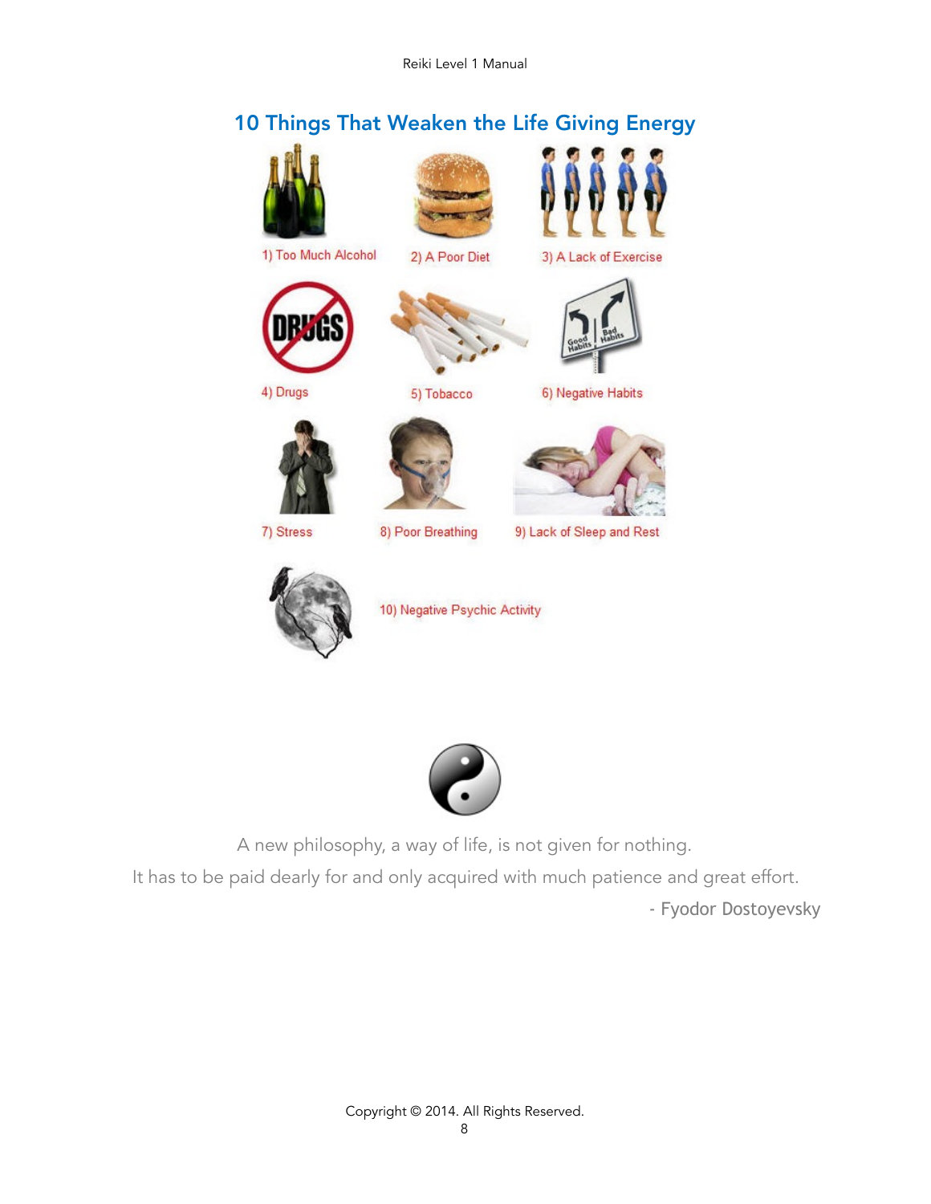## 10 Things That Weaken the Life Giving Energy

1) Too Much Alcohol

2) A Poor Diet

3) A Lack of Exercise

4) Drugs

5) Tobacco

6) Negative Habits

7) Stress

8) Poor Breathing

9) Lack of Sleep and Rest

10) Negative Psychic Activity

A new philosophy, a way of life, is not given for nothing.

It has to be paid dearly for and only acquired with much patience and great effort.

- Fyodor Dostoyevsky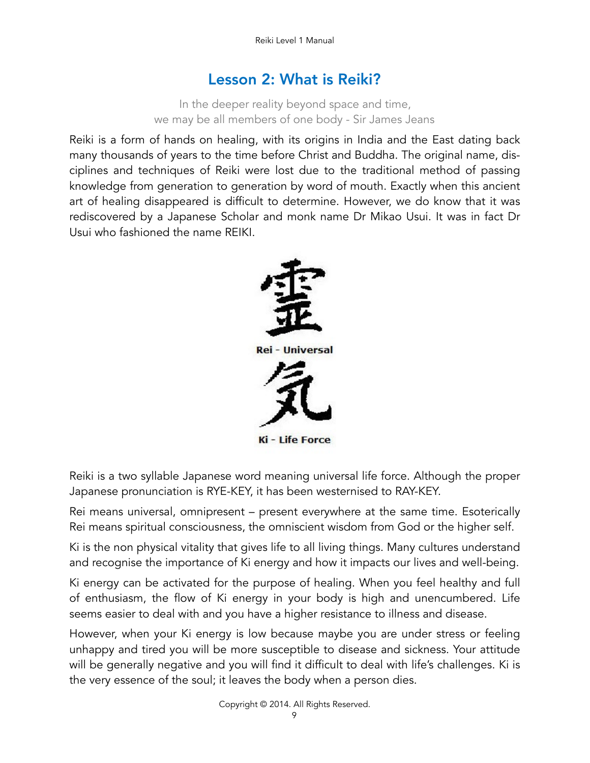## Lesson 2: What is Reiki?

In the deeper reality beyond space and time,
we may be all members of one body - Sir James Jeans

Reiki is a form of hands on healing, with its origins in India and the East dating back many thousands of years to the time before Christ and Buddha. The original name, disciplines and techniques of Reiki were lost due to the traditional method of passing knowledge from generation to generation by word of mouth. Exactly when this ancient art of healing disappeared is difficult to determine. However, we do know that it was rediscovered by a Japanese Scholar and monk name Dr Mikao Usui. It was in fact Dr Usui who fashioned the name REIKI.

靈

**Rei - Universal**

気

**Ki - Life Force**

Reiki is a two syllable Japanese word meaning universal life force. Although the proper Japanese pronunciation is RYE-KEY, it has been westernised to RAY-KEY.

Rei means universal, omnipresent – present everywhere at the same time. Esoterically Rei means spiritual consciousness, the omniscient wisdom from God or the higher self.

Ki is the non physical vitality that gives life to all living things. Many cultures understand and recognise the importance of Ki energy and how it impacts our lives and well-being.

Ki energy can be activated for the purpose of healing. When you feel healthy and full of enthusiasm, the flow of Ki energy in your body is high and unencumbered. Life seems easier to deal with and you have a higher resistance to illness and disease.

However, when your Ki energy is low because maybe you are under stress or feeling unhappy and tired you will be more susceptible to disease and sickness. Your attitude will be generally negative and you will find it difficult to deal with life's challenges. Ki is the very essence of the soul; it leaves the body when a person dies.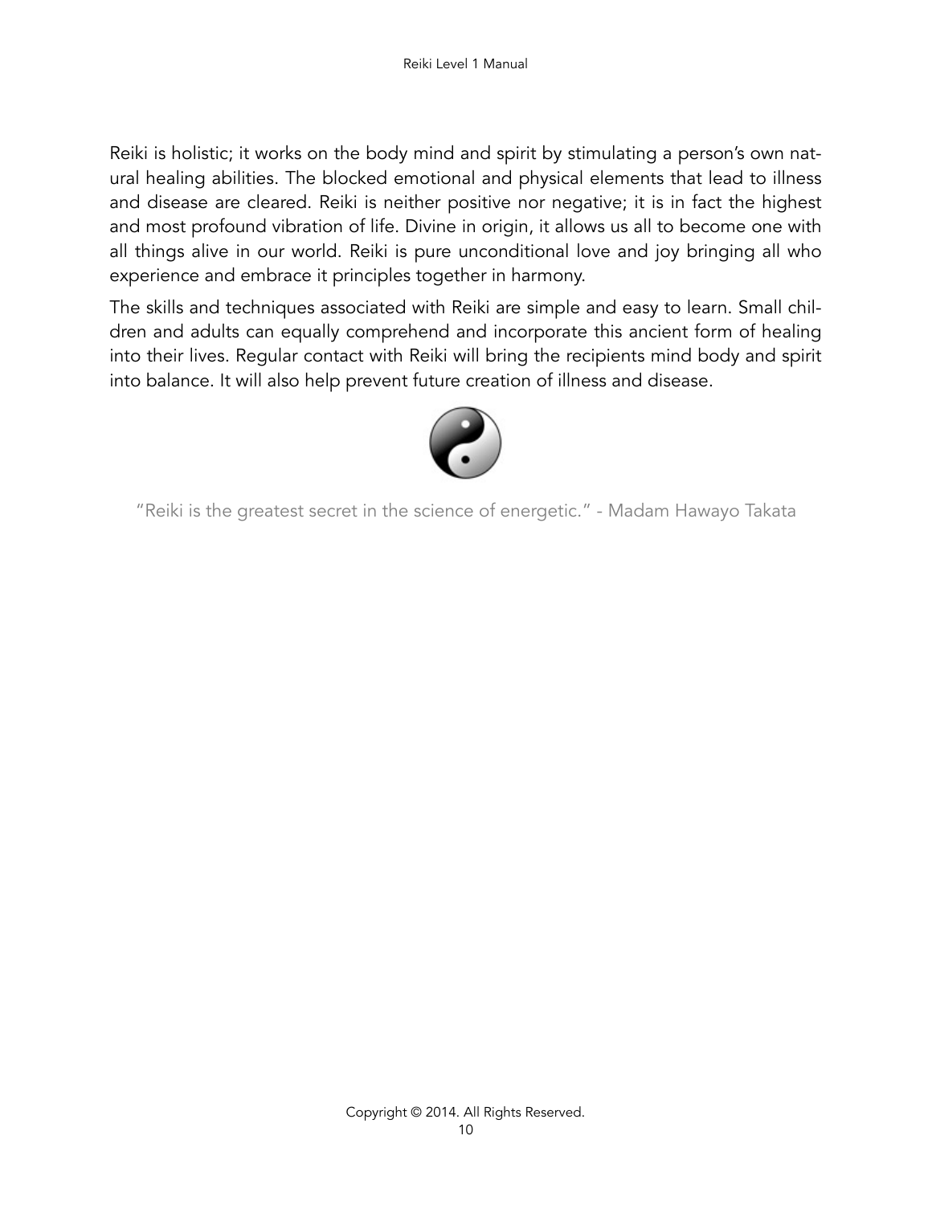Reiki is holistic; it works on the body mind and spirit by stimulating a person's own natural healing abilities. The blocked emotional and physical elements that lead to illness and disease are cleared. Reiki is neither positive nor negative; it is in fact the highest and most profound vibration of life. Divine in origin, it allows us all to become one with all things alive in our world. Reiki is pure unconditional love and joy bringing all who experience and embrace it principles together in harmony.

The skills and techniques associated with Reiki are simple and easy to learn. Small children and adults can equally comprehend and incorporate this ancient form of healing into their lives. Regular contact with Reiki will bring the recipients mind body and spirit into balance. It will also help prevent future creation of illness and disease.

"Reiki is the greatest secret in the science of energetic." - Madam Hawayo Takata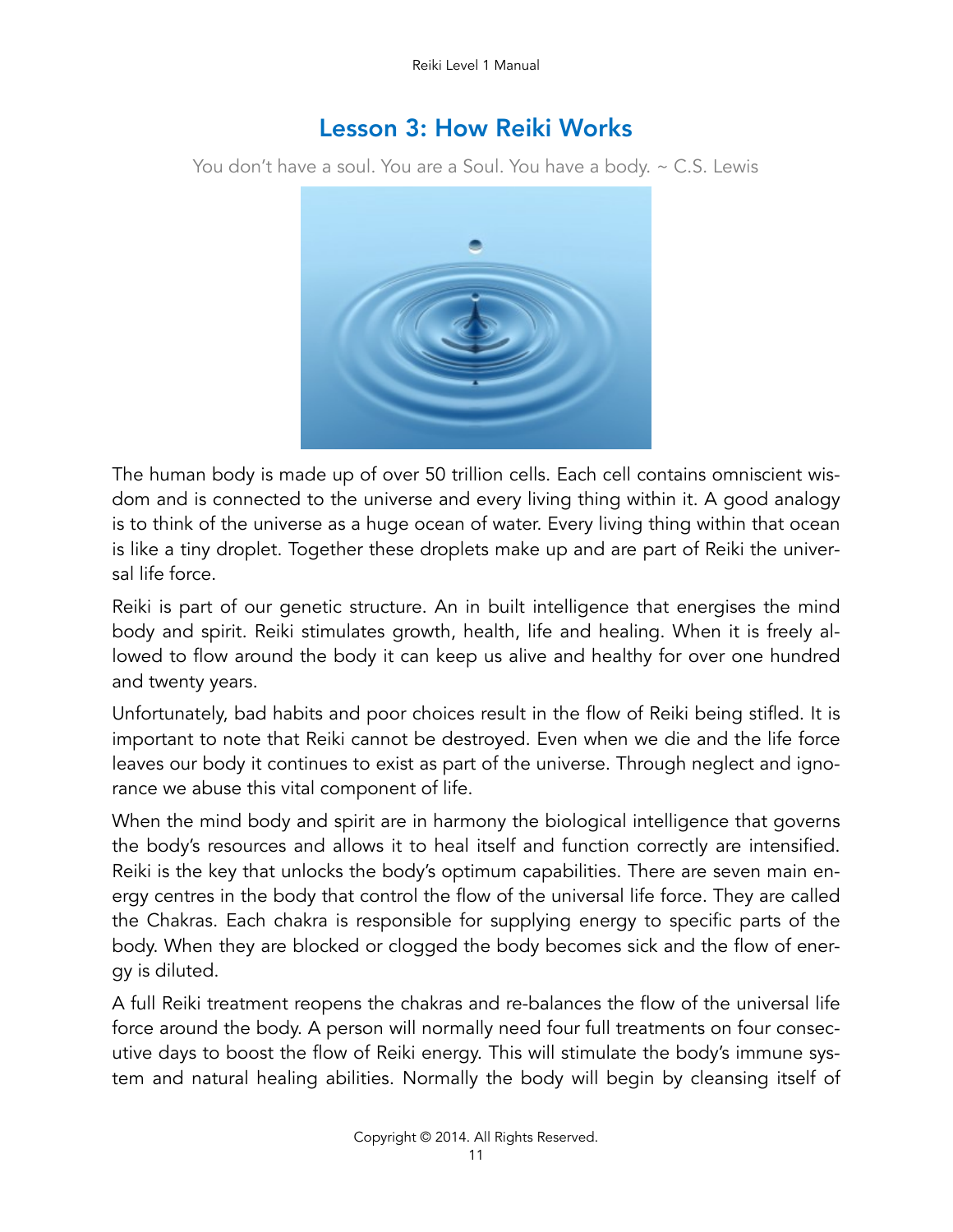## Lesson 3: How Reiki Works

You don't have a soul. You are a Soul. You have a body. ~ C.S. Lewis

The human body is made up of over 50 trillion cells. Each cell contains omniscient wisdom and is connected to the universe and every living thing within it. A good analogy is to think of the universe as a huge ocean of water. Every living thing within that ocean is like a tiny droplet. Together these droplets make up and are part of Reiki the universal life force.

Reiki is part of our genetic structure. An in built intelligence that energises the mind body and spirit. Reiki stimulates growth, health, life and healing. When it is freely allowed to flow around the body it can keep us alive and healthy for over one hundred and twenty years.

Unfortunately, bad habits and poor choices result in the flow of Reiki being stifled. It is important to note that Reiki cannot be destroyed. Even when we die and the life force leaves our body it continues to exist as part of the universe. Through neglect and ignorance we abuse this vital component of life.

When the mind body and spirit are in harmony the biological intelligence that governs the body's resources and allows it to heal itself and function correctly are intensified. Reiki is the key that unlocks the body's optimum capabilities. There are seven main energy centres in the body that control the flow of the universal life force. They are called the Chakras. Each chakra is responsible for supplying energy to specific parts of the body. When they are blocked or clogged the body becomes sick and the flow of energy is diluted.

A full Reiki treatment reopens the chakras and re-balances the flow of the universal life force around the body. A person will normally need four full treatments on four consecutive days to boost the flow of Reiki energy. This will stimulate the body's immune system and natural healing abilities. Normally the body will begin by cleansing itself of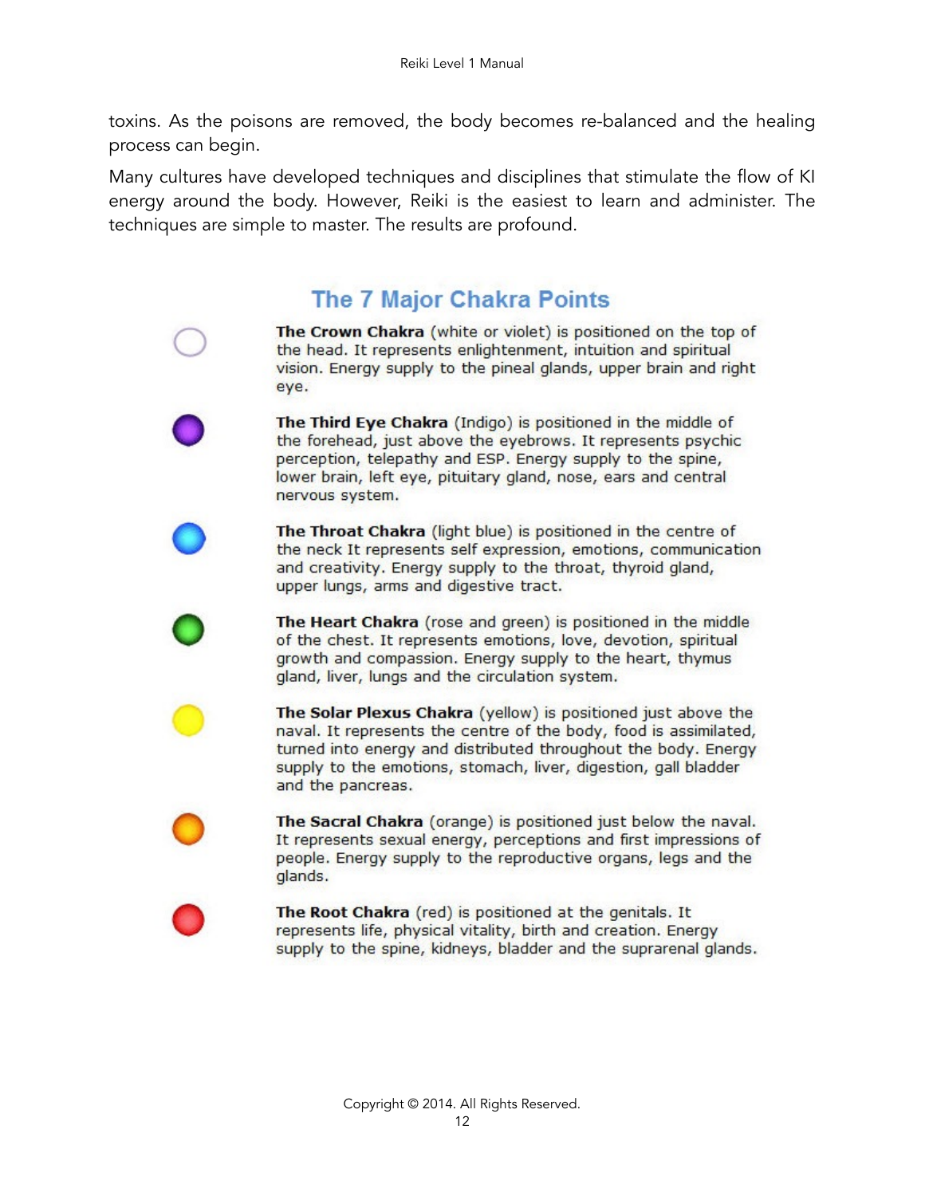toxins. As the poisons are removed, the body becomes re-balanced and the healing process can begin.

Many cultures have developed techniques and disciplines that stimulate the flow of KI energy around the body. However, Reiki is the easiest to learn and administer. The techniques are simple to master. The results are profound.

## The 7 Major Chakra Points

**The Crown Chakra** (white or violet) is positioned on the top of the head. It represents enlightenment, intuition and spiritual vision. Energy supply to the pineal glands, upper brain and right eye.

**The Third Eye Chakra** (Indigo) is positioned in the middle of the forehead, just above the eyebrows. It represents psychic perception, telepathy and ESP. Energy supply to the spine, lower brain, left eye, pituitary gland, nose, ears and central nervous system.

**The Throat Chakra** (light blue) is positioned in the centre of the neck It represents self expression, emotions, communication and creativity. Energy supply to the throat, thyroid gland, upper lungs, arms and digestive tract.

**The Heart Chakra** (rose and green) is positioned in the middle of the chest. It represents emotions, love, devotion, spiritual growth and compassion. Energy supply to the heart, thymus gland, liver, lungs and the circulation system.

**The Solar Plexus Chakra** (yellow) is positioned just above the naval. It represents the centre of the body, food is assimilated, turned into energy and distributed throughout the body. Energy supply to the emotions, stomach, liver, digestion, gall bladder and the pancreas.

**The Sacral Chakra** (orange) is positioned just below the naval. It represents sexual energy, perceptions and first impressions of people. Energy supply to the reproductive organs, legs and the glands.

**The Root Chakra** (red) is positioned at the genitals. It represents life, physical vitality, birth and creation. Energy supply to the spine, kidneys, bladder and the suprarenal glands.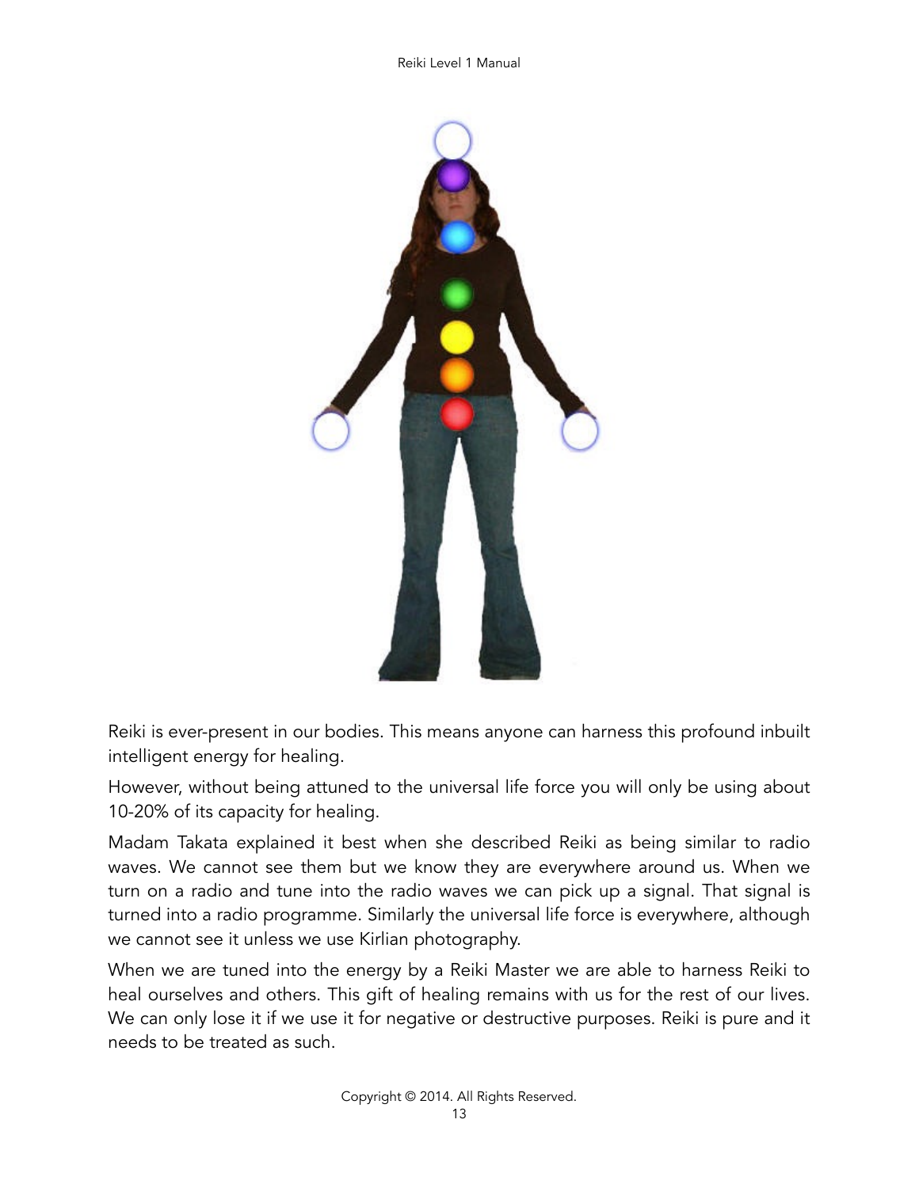Reiki is ever-present in our bodies. This means anyone can harness this profound inbuilt intelligent energy for healing.

However, without being attuned to the universal life force you will only be using about 10-20% of its capacity for healing.

Madam Takata explained it best when she described Reiki as being similar to radio waves. We cannot see them but we know they are everywhere around us. When we turn on a radio and tune into the radio waves we can pick up a signal. That signal is turned into a radio programme. Similarly the universal life force is everywhere, although we cannot see it unless we use Kirlian photography.

When we are tuned into the energy by a Reiki Master we are able to harness Reiki to heal ourselves and others. This gift of healing remains with us for the rest of our lives. We can only lose it if we use it for negative or destructive purposes. Reiki is pure and it needs to be treated as such.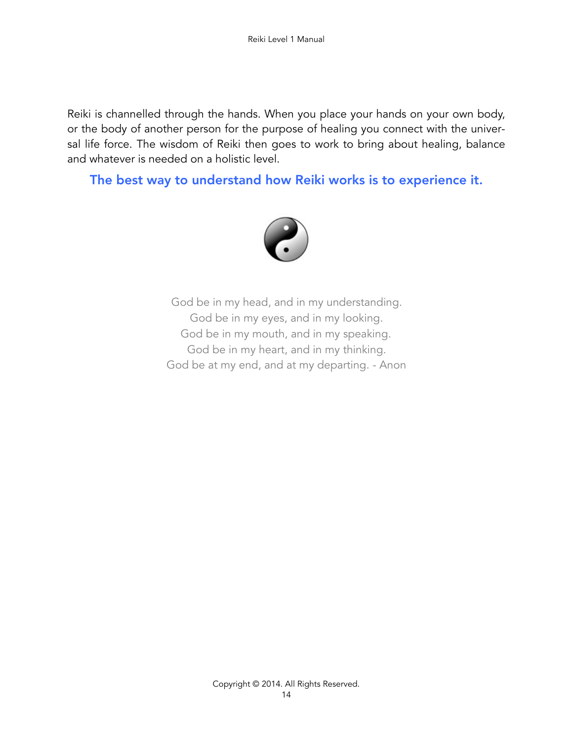Reiki is channelled through the hands. When you place your hands on your own body, or the body of another person for the purpose of healing you connect with the universal life force. The wisdom of Reiki then goes to work to bring about healing, balance and whatever is needed on a holistic level.

**The best way to understand how Reiki works is to experience it.**

God be in my head, and in my understanding.  
God be in my eyes, and in my looking.  
God be in my mouth, and in my speaking.  
God be in my heart, and in my thinking.  
God be at my end, and at my departing. - Anon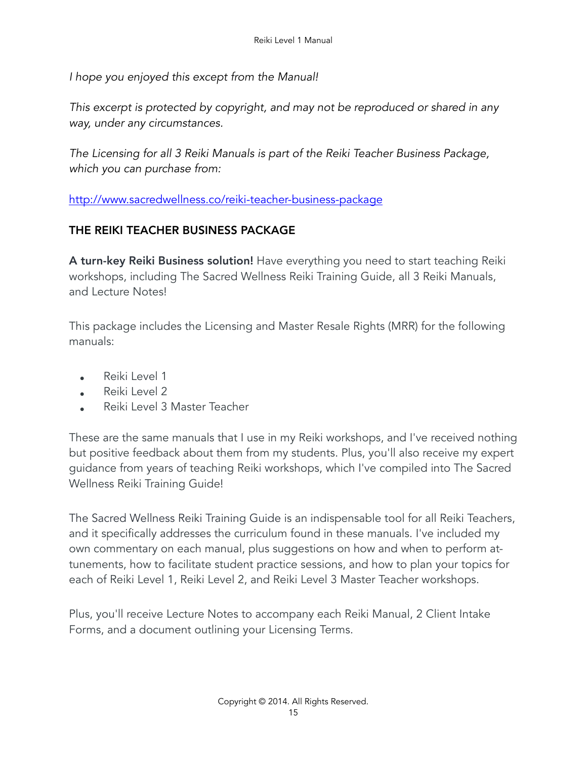*I hope you enjoyed this except from the Manual!*

*This excerpt is protected by copyright, and may not be reproduced or shared in any way, under any circumstances.*

*The Licensing for all 3 Reiki Manuals is part of the Reiki Teacher Business Package, which you can purchase from:*

http://www.sacredwellness.co/reiki-teacher-business-package

## THE REIKI TEACHER BUSINESS PACKAGE

**A turn-key Reiki Business solution!** Have everything you need to start teaching Reiki workshops, including The Sacred Wellness Reiki Training Guide, all 3 Reiki Manuals, and Lecture Notes!

This package includes the Licensing and Master Resale Rights (MRR) for the following manuals:

- Reiki Level 1
- Reiki Level 2
- Reiki Level 3 Master Teacher

These are the same manuals that I use in my Reiki workshops, and I've received nothing but positive feedback about them from my students. Plus, you'll also receive my expert guidance from years of teaching Reiki workshops, which I've compiled into The Sacred Wellness Reiki Training Guide!

The Sacred Wellness Reiki Training Guide is an indispensable tool for all Reiki Teachers, and it specifically addresses the curriculum found in these manuals. I've included my own commentary on each manual, plus suggestions on how and when to perform attunements, how to facilitate student practice sessions, and how to plan your topics for each of Reiki Level 1, Reiki Level 2, and Reiki Level 3 Master Teacher workshops.

Plus, you'll receive Lecture Notes to accompany each Reiki Manual, 2 Client Intake Forms, and a document outlining your Licensing Terms.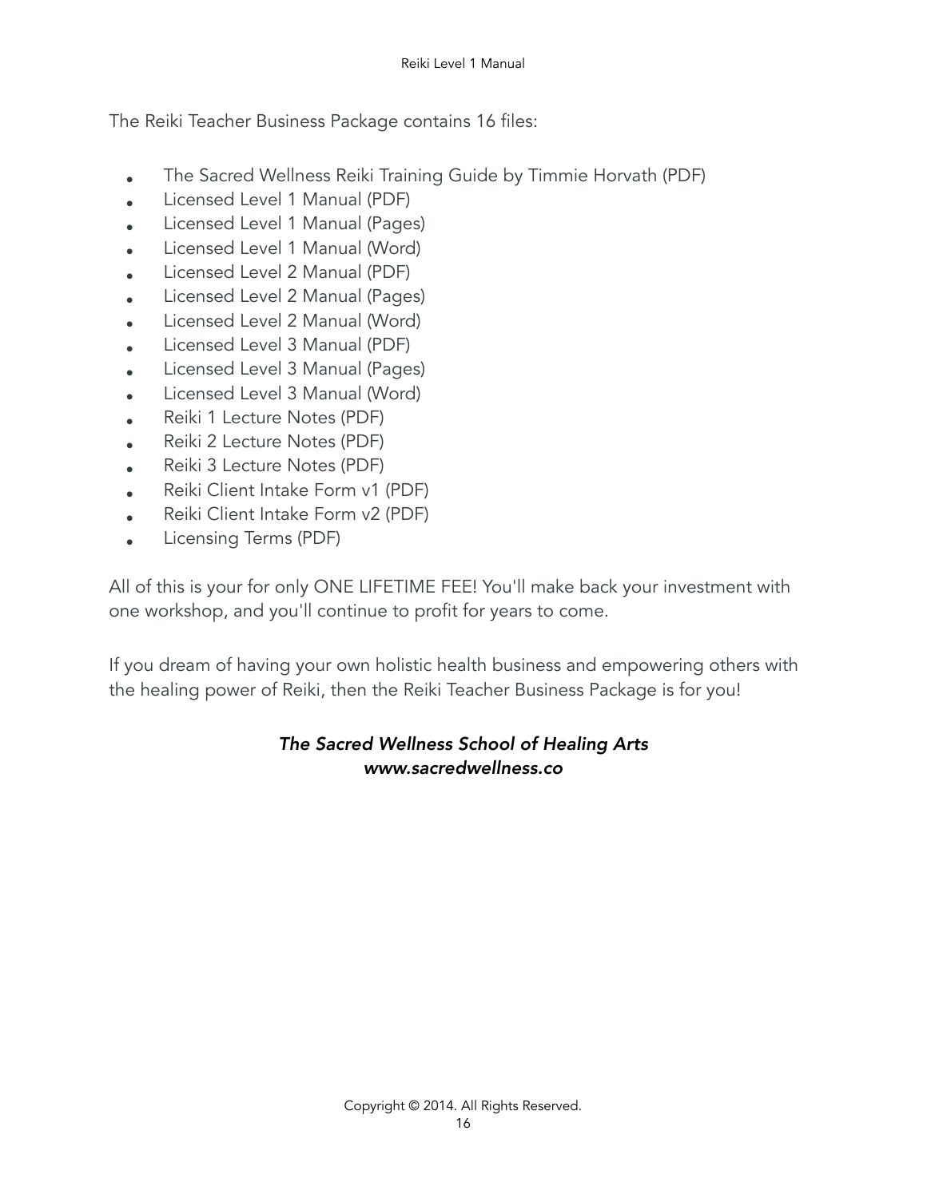The Reiki Teacher Business Package contains 16 files:

- The Sacred Wellness Reiki Training Guide by Timmie Horvath (PDF)
- Licensed Level 1 Manual (PDF)
- Licensed Level 1 Manual (Pages)
- Licensed Level 1 Manual (Word)
- Licensed Level 2 Manual (PDF)
- Licensed Level 2 Manual (Pages)
- Licensed Level 2 Manual (Word)
- Licensed Level 3 Manual (PDF)
- Licensed Level 3 Manual (Pages)
- Licensed Level 3 Manual (Word)
- Reiki 1 Lecture Notes (PDF)
- Reiki 2 Lecture Notes (PDF)
- Reiki 3 Lecture Notes (PDF)
- Reiki Client Intake Form v1 (PDF)
- Reiki Client Intake Form v2 (PDF)
- Licensing Terms (PDF)

All of this is your for only ONE LIFETIME FEE! You'll make back your investment with one workshop, and you'll continue to profit for years to come.

If you dream of having your own holistic health business and empowering others with the healing power of Reiki, then the Reiki Teacher Business Package is for you!

***The Sacred Wellness School of Healing Arts***
***www.sacredwellness.co***

Copyright © 2014. All Rights Reserved.